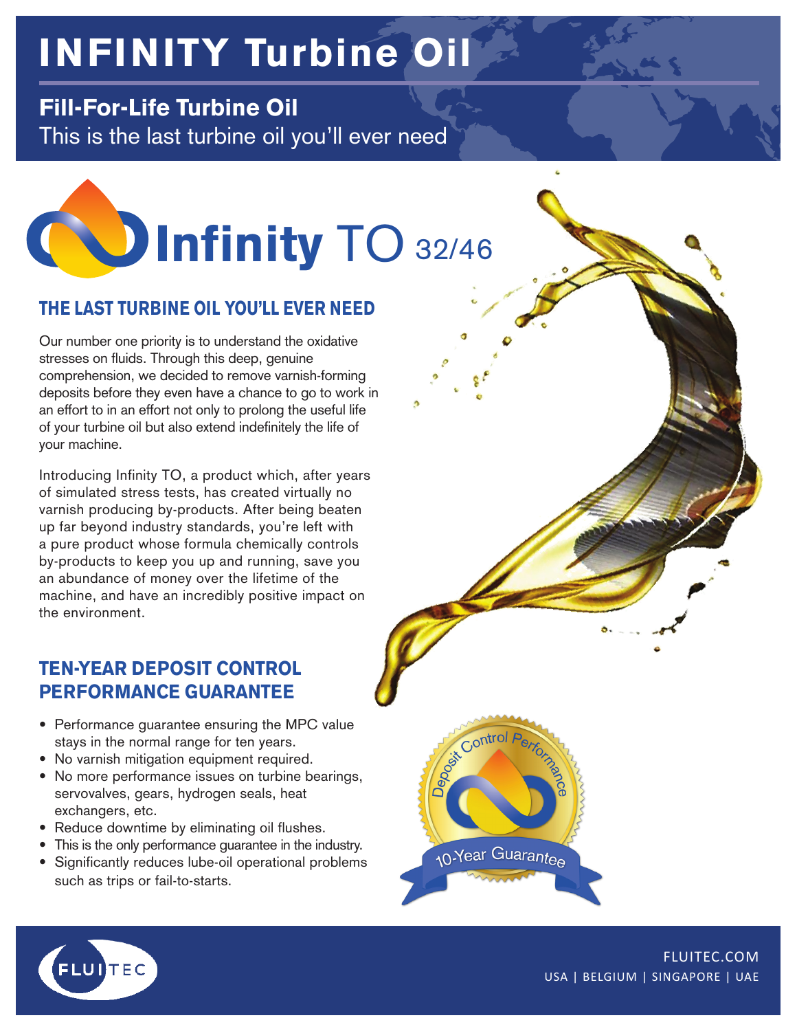# INFINITY Turbine Oil

## Fill-For-Life Turbine Oil

This is the last turbine oil you'll ever need

Infinity TO 32/46

## THE LAST TURBINE OIL YOU'LL EVER NEED

Our number one priority is to understand the oxidative stresses on fluids. Through this deep, genuine comprehension, we decided to remove varnish-forming deposits before they even have a chance to go to work in an effort to in an effort not only to prolong the useful life of your turbine oil but also extend indefinitely the life of your machine.

Introducing Infinity TO, a product which, after years of simulated stress tests, has created virtually no varnish producing by-products. After being beaten up far beyond industry standards, you're left with a pure product whose formula chemically controls by-products to keep you up and running, save you an abundance of money over the lifetime of the machine, and have an incredibly positive impact on the environment.

## TEN-YEAR DEPOSIT CONTROL PERFORMANCE GUARANTEE

- Performance guarantee ensuring the MPC value stays in the normal range for ten years.
- No varnish mitigation equipment required.
- No more performance issues on turbine bearings, servovalves, gears, hydrogen seals, heat exchangers, etc.
- Reduce downtime by eliminating oil flushes.
- This is the only performance guarantee in the industry.
- Significantly reduces lube-oil operational problems such as trips or fail-to-starts.

Deposit Control Performance

10-Year Guarantee

FLUITEC

FLUITEC.COM

USA | BELGIUM | SINGAPORE | UAE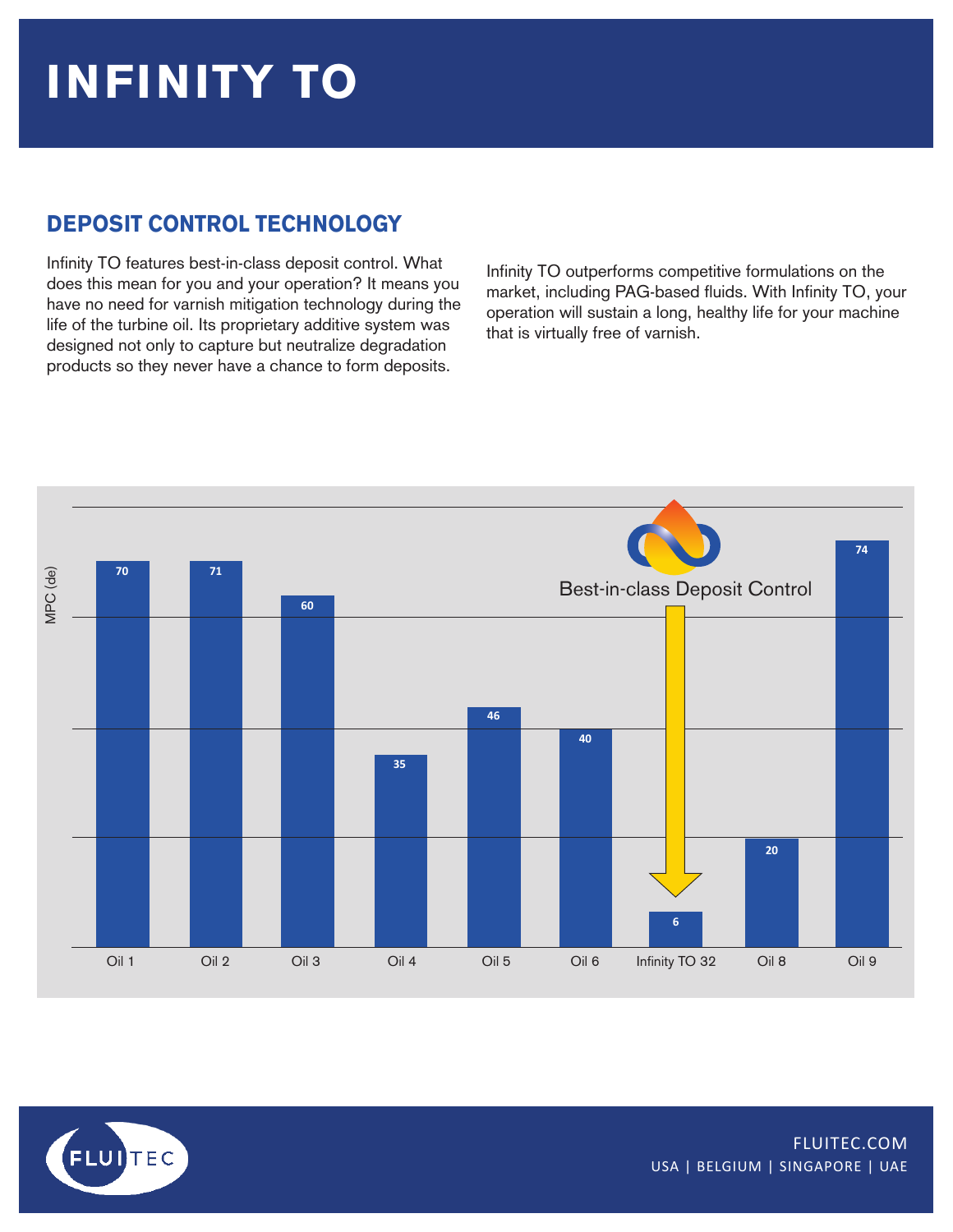# INFINITY TO

## DEPOSIT CONTROL TECHNOLOGY

Infinity TO features best-in-class deposit control. What does this mean for you and your operation? It means you have no need for varnish mitigation technology during the life of the turbine oil. Its proprietary additive system was designed not only to capture but neutralize degradation products so they never have a chance to form deposits.

Infinity TO outperforms competitive formulations on the market, including PAG-based fluids. With Infinity TO, your operation will sustain a long, healthy life for your machine that is virtually free of varnish.

Best-in-class Deposit Control

| Oil | MPC (de) |
| --- | --- |
| Oil 1 | 70 |
| Oil 2 | 71 |
| Oil 3 | 60 |
| Oil 4 | 35 |
| Oil 5 | 46 |
| Oil 6 | 40 |
| Infinity TO 32 | 6 |
| Oil 8 | 20 |
| Oil 9 | 74 |

FLUITEC.COM

USA | BELGIUM | SINGAPORE | UAE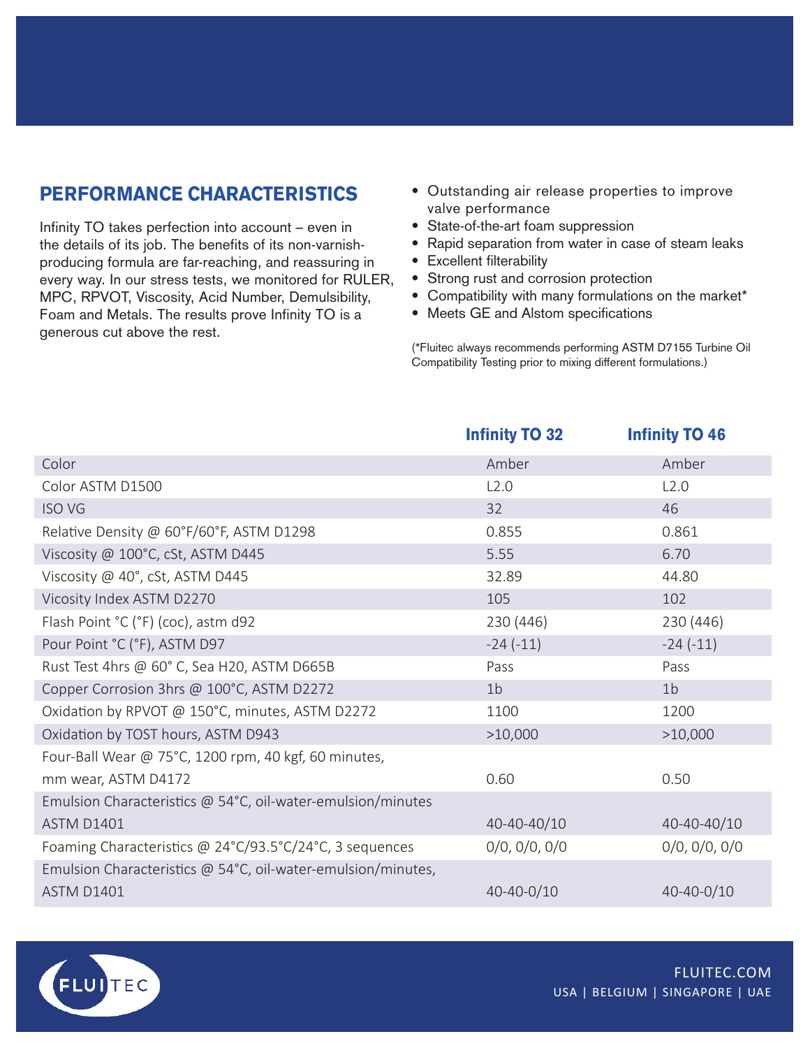## PERFORMANCE CHARACTERISTICS

Infinity TO takes perfection into account – even in the details of its job. The benefits of its non-varnish-producing formula are far-reaching, and reassuring in every way. In our stress tests, we monitored for RULER, MPC, RPVOT, Viscosity, Acid Number, Demulsibility, Foam and Metals. The results prove Infinity TO is a generous cut above the rest.

- Outstanding air release properties to improve valve performance
- State-of-the-art foam suppression
- Rapid separation from water in case of steam leaks
- Excellent filterability
- Strong rust and corrosion protection
- Compatibility with many formulations on the market*
- Meets GE and Alstom specifications

(*Fluitec always recommends performing ASTM D7155 Turbine Oil Compatibility Testing prior to mixing different formulations.)

| | Infinity TO 32 | Infinity TO 46 |
|---|---|---|
| Color | Amber | Amber |
| Color ASTM D1500 | L2.0 | L2.0 |
| ISO VG | 32 | 46 |
| Relative Density @ 60°F/60°F, ASTM D1298 | 0.855 | 0.861 |
| Viscosity @ 100°C, cSt, ASTM D445 | 5.55 | 6.70 |
| Viscosity @ 40°, cSt, ASTM D445 | 32.89 | 44.80 |
| Vicosity Index ASTM D2270 | 105 | 102 |
| Flash Point °C (°F) (coc), astm d92 | 230 (446) | 230 (446) |
| Pour Point °C (°F), ASTM D97 | -24 (-11) | -24 (-11) |
| Rust Test 4hrs @ 60° C, Sea H20, ASTM D665B | Pass | Pass |
| Copper Corrosion 3hrs @ 100°C, ASTM D2272 | 1b | 1b |
| Oxidation by RPVOT @ 150°C, minutes, ASTM D2272 | 1100 | 1200 |
| Oxidation by TOST hours, ASTM D943 | >10,000 | >10,000 |
| Four-Ball Wear @ 75°C, 1200 rpm, 40 kgf, 60 minutes, mm wear, ASTM D4172 | 0.60 | 0.50 |
| Emulsion Characteristics @ 54°C, oil-water-emulsion/minutes ASTM D1401 | 40-40-40/10 | 40-40-40/10 |
| Foaming Characteristics @ 24°C/93.5°C/24°C, 3 sequences | 0/0, 0/0, 0/0 | 0/0, 0/0, 0/0 |
| Emulsion Characteristics @ 54°C, oil-water-emulsion/minutes, ASTM D1401 | 40-40-0/10 | 40-40-0/10 |

FLUITEC

FLUITEC.COM

USA | BELGIUM | SINGAPORE | UAE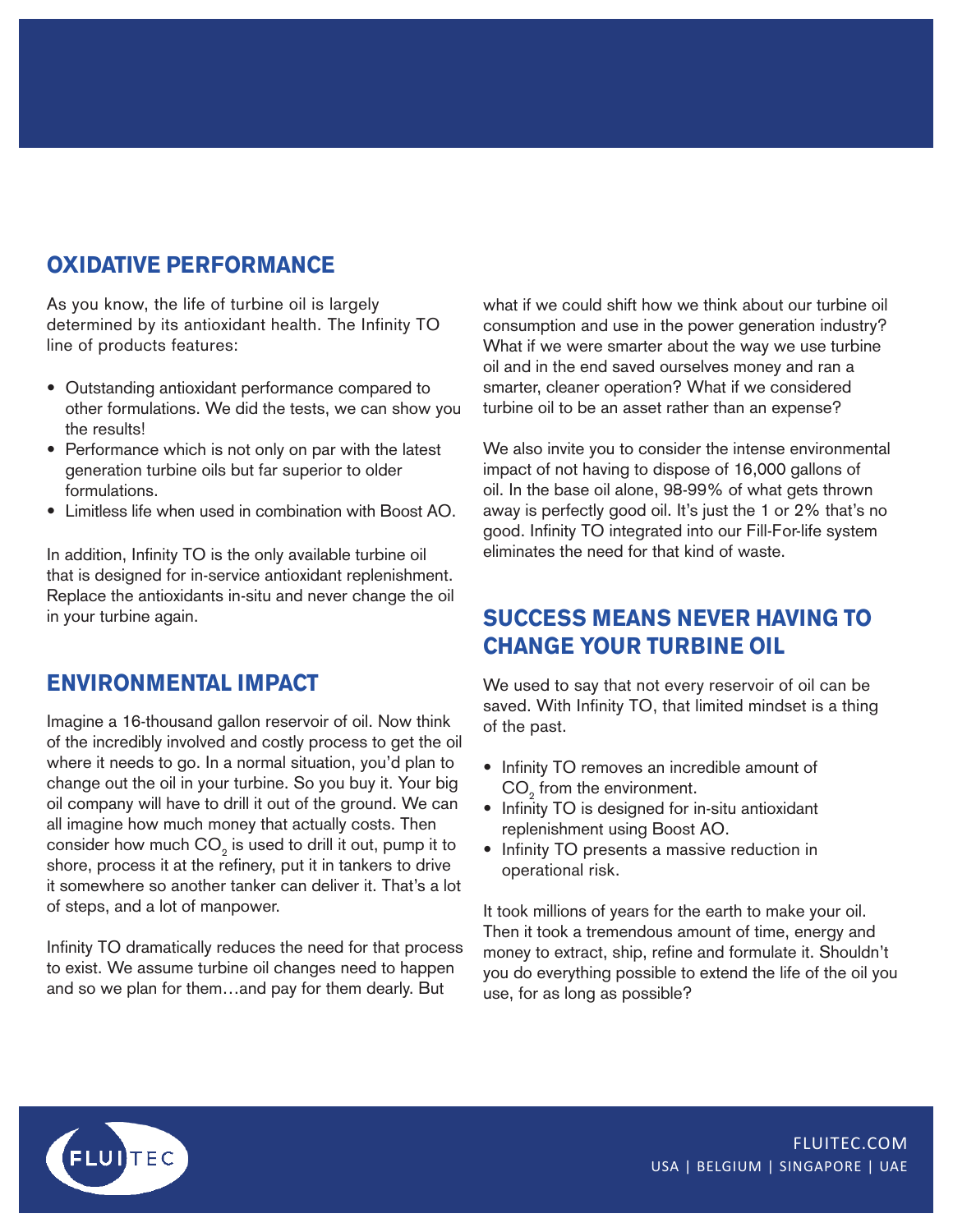## OXIDATIVE PERFORMANCE

As you know, the life of turbine oil is largely determined by its antioxidant health. The Infinity TO line of products features:

- Outstanding antioxidant performance compared to other formulations. We did the tests, we can show you the results!
- Performance which is not only on par with the latest generation turbine oils but far superior to older formulations.
- Limitless life when used in combination with Boost AO.

In addition, Infinity TO is the only available turbine oil that is designed for in-service antioxidant replenishment. Replace the antioxidants in-situ and never change the oil in your turbine again.

## ENVIRONMENTAL IMPACT

Imagine a 16-thousand gallon reservoir of oil. Now think of the incredibly involved and costly process to get the oil where it needs to go. In a normal situation, you'd plan to change out the oil in your turbine. So you buy it. Your big oil company will have to drill it out of the ground. We can all imagine how much money that actually costs. Then consider how much $CO_2$ is used to drill it out, pump it to shore, process it at the refinery, put it in tankers to drive it somewhere so another tanker can deliver it. That's a lot of steps, and a lot of manpower.

Infinity TO dramatically reduces the need for that process to exist. We assume turbine oil changes need to happen and so we plan for them…and pay for them dearly. But what if we could shift how we think about our turbine oil consumption and use in the power generation industry? What if we were smarter about the way we use turbine oil and in the end saved ourselves money and ran a smarter, cleaner operation? What if we considered turbine oil to be an asset rather than an expense?

We also invite you to consider the intense environmental impact of not having to dispose of 16,000 gallons of oil. In the base oil alone, 98-99% of what gets thrown away is perfectly good oil. It's just the 1 or 2% that's no good. Infinity TO integrated into our Fill-For-life system eliminates the need for that kind of waste.

## SUCCESS MEANS NEVER HAVING TO CHANGE YOUR TURBINE OIL

We used to say that not every reservoir of oil can be saved. With Infinity TO, that limited mindset is a thing of the past.

- Infinity TO removes an incredible amount of $CO_2$ from the environment.
- Infinity TO is designed for in-situ antioxidant replenishment using Boost AO.
- Infinity TO presents a massive reduction in operational risk.

It took millions of years for the earth to make your oil. Then it took a tremendous amount of time, energy and money to extract, ship, refine and formulate it. Shouldn't you do everything possible to extend the life of the oil you use, for as long as possible?

FLUITEC

FLUITEC.COM
USA | BELGIUM | SINGAPORE | UAE